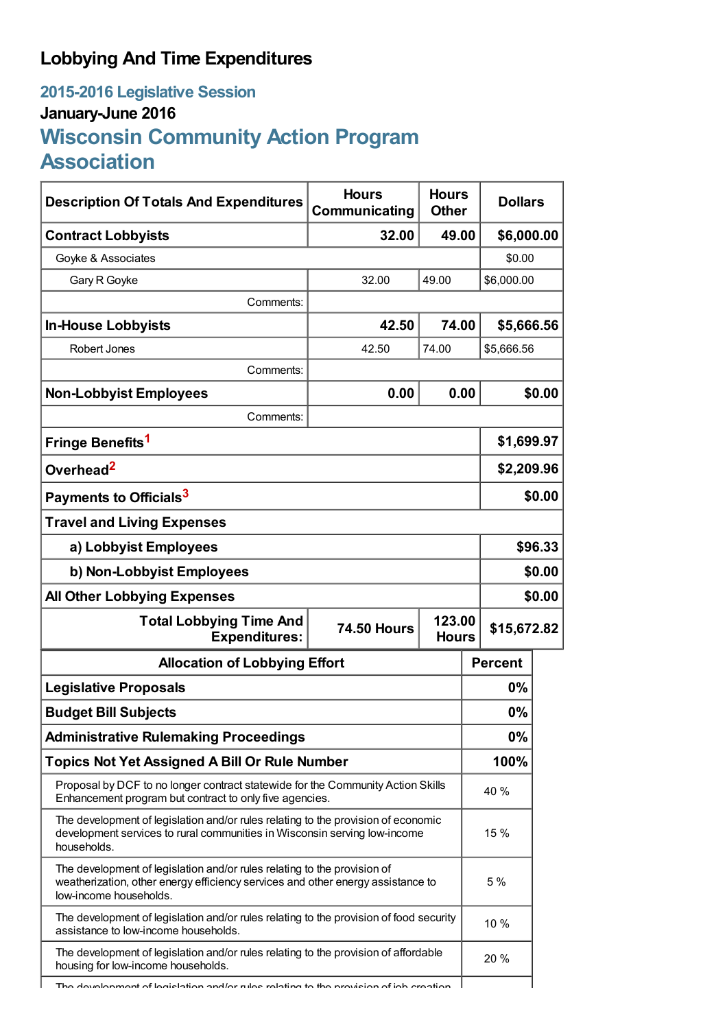# Lobbying And Time Expenditures

## 2015-2016 Legislative Session

### January-June 2016

## Wisconsin Community Action Program Association

| Description Of Totals And Expenditures | Hours Communicating | Hours Other | Dollars |
|---|---|---|---|
| **Contract Lobbyists** | **32.00** | **49.00** | **$6,000.00** |
| Goyke & Associates | | | $0.00 |
| Gary R Goyke | 32.00 | 49.00 | $6,000.00 |
| Comments: | | | |
| **In-House Lobbyists** | **42.50** | **74.00** | **$5,666.56** |
| Robert Jones | 42.50 | 74.00 | $5,666.56 |
| Comments: | | | |
| **Non-Lobbyist Employees** | **0.00** | **0.00** | **$0.00** |
| Comments: | | | |
| **Fringe Benefits[1]** | | | **$1,699.97** |
| **Overhead[2]** | | | **$2,209.96** |
| **Payments to Officials[3]** | | | **$0.00** |
| **Travel and Living Expenses** | | | |
| **a) Lobbyist Employees** | | | **$96.33** |
| **b) Non-Lobbyist Employees** | | | **$0.00** |
| **All Other Lobbying Expenses** | | | **$0.00** |
| **Total Lobbying Time And Expenditures:** | **74.50 Hours** | **123.00 Hours** | **$15,672.82** |

| Allocation of Lobbying Effort | Percent |
|---|---|
| **Legislative Proposals** | **0%** |
| **Budget Bill Subjects** | **0%** |
| **Administrative Rulemaking Proceedings** | **0%** |
| **Topics Not Yet Assigned A Bill Or Rule Number** | **100%** |
| Proposal by DCF to no longer contract statewide for the Community Action Skills Enhancement program but contract to only five agencies. | 40 % |
| The development of legislation and/or rules relating to the provision of economic development services to rural communities in Wisconsin serving low-income households. | 15 % |
| The development of legislation and/or rules relating to the provision of weatherization, other energy efficiency services and other energy assistance to low-income households. | 5 % |
| The development of legislation and/or rules relating to the provision of food security assistance to low-income households. | 10 % |
| The development of legislation and/or rules relating to the provision of affordable housing for low-income households. | 20 % |
| The development of legislation and/or rules relating to the provision of job creation | |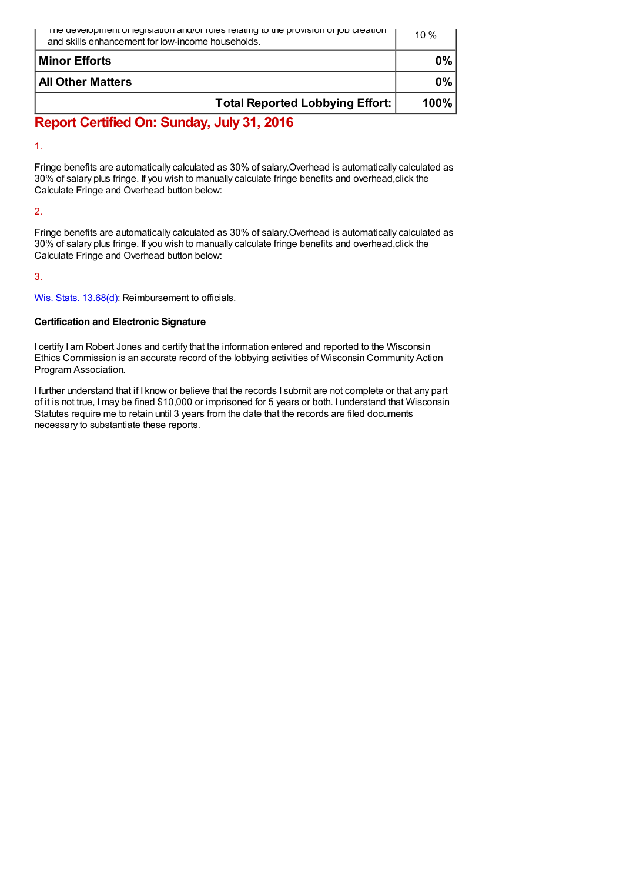| | |
|---|---|
| The development of legislation and/or rules relating to the provision of job creation and skills enhancement for low-income households. | 10 % |
| **Minor Efforts** | **0%** |
| **All Other Matters** | **0%** |
| **Total Reported Lobbying Effort:** | **100%** |

## Report Certified On: Sunday, July 31, 2016

1.

Fringe benefits are automatically calculated as 30% of salary.Overhead is automatically calculated as 30% of salary plus fringe. If you wish to manually calculate fringe benefits and overhead,click the Calculate Fringe and Overhead button below:

2.

Fringe benefits are automatically calculated as 30% of salary.Overhead is automatically calculated as 30% of salary plus fringe. If you wish to manually calculate fringe benefits and overhead,click the Calculate Fringe and Overhead button below:

3.

Wis. Stats. 13.68(d): Reimbursement to officials.

**Certification and Electronic Signature**

I certify I am Robert Jones and certify that the information entered and reported to the Wisconsin Ethics Commission is an accurate record of the lobbying activities of Wisconsin Community Action Program Association.

I further understand that if I know or believe that the records I submit are not complete or that any part of it is not true, I may be fined $10,000 or imprisoned for 5 years or both. I understand that Wisconsin Statutes require me to retain until 3 years from the date that the records are filed documents necessary to substantiate these reports.